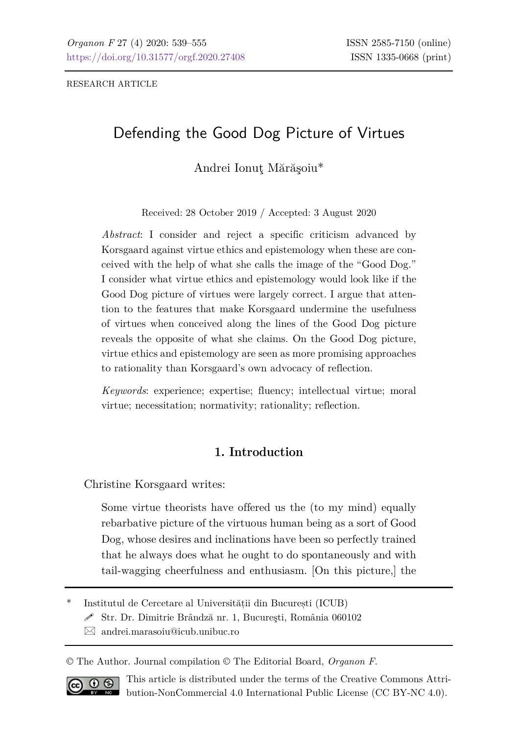RESEARCH ARTICLE

# Defending the Good Dog Picture of Virtues

Andrei Ionuţ Mărăşoiu*

Received: 28 October 2019 / Accepted: 3 August 2020

*Abstract*: I consider and reject a specific criticism advanced by Korsgaard against virtue ethics and epistemology when these are conceived with the help of what she calls the image of the "Good Dog." I consider what virtue ethics and epistemology would look like if the Good Dog picture of virtues were largely correct. I argue that attention to the features that make Korsgaard undermine the usefulness of virtues when conceived along the lines of the Good Dog picture reveals the opposite of what she claims. On the Good Dog picture, virtue ethics and epistemology are seen as more promising approaches to rationality than Korsgaard's own advocacy of reflection.

*Keywords*: experience; expertise; fluency; intellectual virtue; moral virtue; necessitation; normativity; rationality; reflection.

## 1. Introduction

Christine Korsgaard writes:

> Some virtue theorists have offered us the (to my mind) equally rebarbative picture of the virtuous human being as a sort of Good Dog, whose desires and inclinations have been so perfectly trained that he always does what he ought to do spontaneously and with tail-wagging cheerfulness and enthusiasm. [On this picture,] the

---

* Institutul de Cercetare al Universității din București (ICUB)
Str. Dr. Dimitrie Brândză nr. 1, Bucureşti, România 060102
andrei.marasoiu@icub.unibuc.ro

© The Author. Journal compilation © The Editorial Board, *Organon F*.

This article is distributed under the terms of the Creative Commons Attribution-NonCommercial 4.0 International Public License (CC BY-NC 4.0).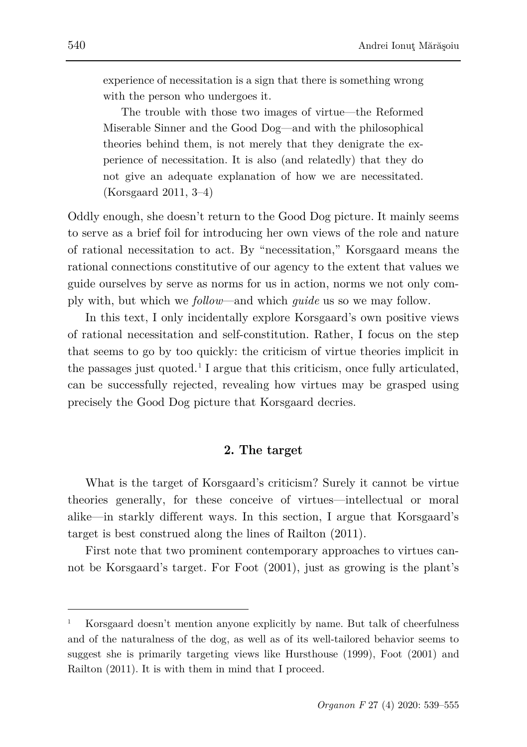> experience of necessitation is a sign that there is something wrong with the person who undergoes it.
>
> The trouble with those two images of virtue—the Reformed Miserable Sinner and the Good Dog—and with the philosophical theories behind them, is not merely that they denigrate the experience of necessitation. It is also (and relatedly) that they do not give an adequate explanation of how we are necessitated. (Korsgaard 2011, 3–4)

Oddly enough, she doesn't return to the Good Dog picture. It mainly seems to serve as a brief foil for introducing her own views of the role and nature of rational necessitation to act. By "necessitation," Korsgaard means the rational connections constitutive of our agency to the extent that values we guide ourselves by serve as norms for us in action, norms we not only comply with, but which we *follow*—and which *guide* us so we may follow.

In this text, I only incidentally explore Korsgaard's own positive views of rational necessitation and self-constitution. Rather, I focus on the step that seems to go by too quickly: the criticism of virtue theories implicit in the passages just quoted.[1] I argue that this criticism, once fully articulated, can be successfully rejected, revealing how virtues may be grasped using precisely the Good Dog picture that Korsgaard decries.

## 2. The target

What is the target of Korsgaard's criticism? Surely it cannot be virtue theories generally, for these conceive of virtues—intellectual or moral alike—in starkly different ways. In this section, I argue that Korsgaard's target is best construed along the lines of Railton (2011).

First note that two prominent contemporary approaches to virtues cannot be Korsgaard's target. For Foot (2001), just as growing is the plant's

[1] Korsgaard doesn't mention anyone explicitly by name. But talk of cheerfulness and of the naturalness of the dog, as well as of its well-tailored behavior seems to suggest she is primarily targeting views like Hursthouse (1999), Foot (2001) and Railton (2011). It is with them in mind that I proceed.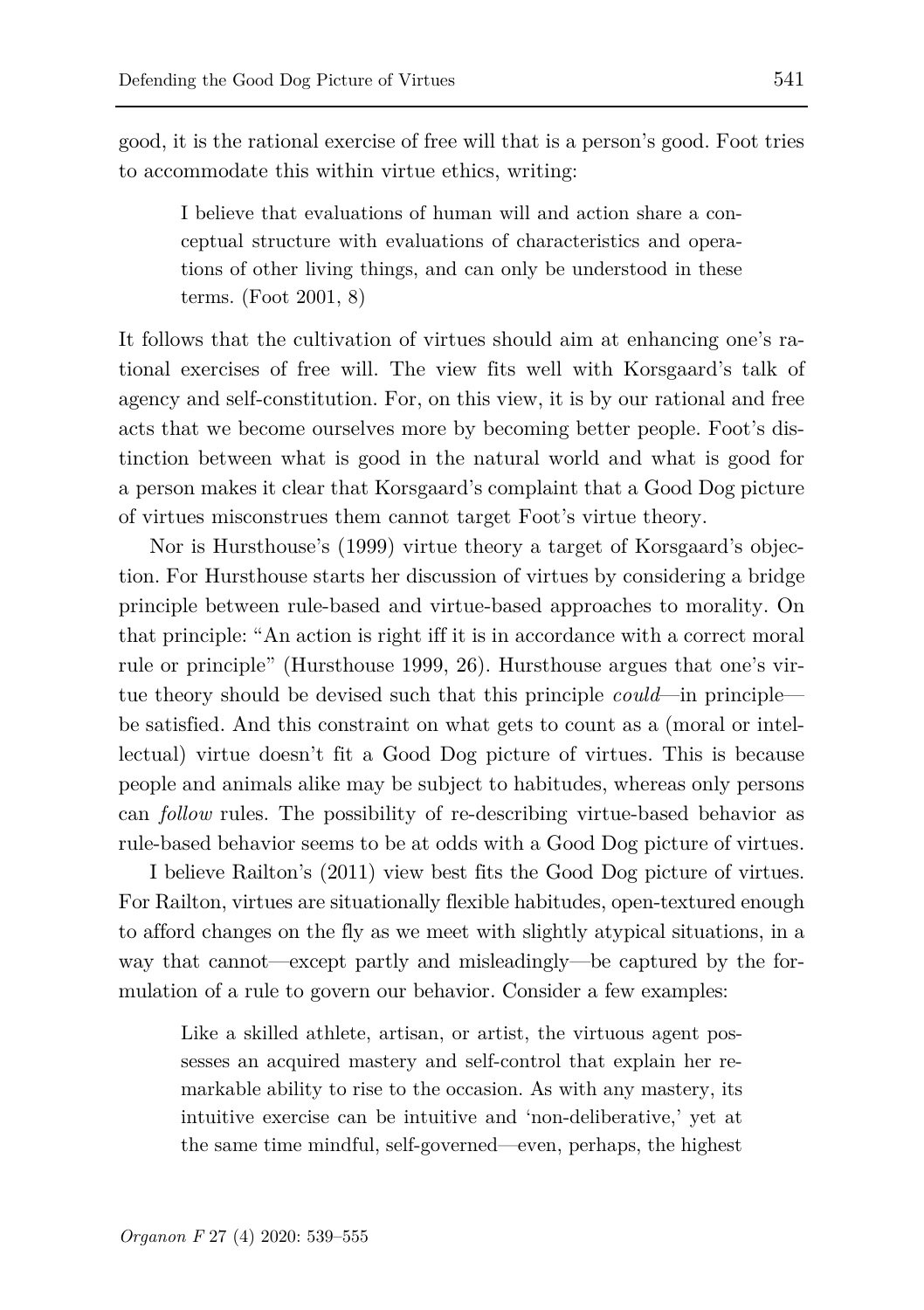good, it is the rational exercise of free will that is a person's good. Foot tries to accommodate this within virtue ethics, writing:

> I believe that evaluations of human will and action share a conceptual structure with evaluations of characteristics and operations of other living things, and can only be understood in these terms. (Foot 2001, 8)

It follows that the cultivation of virtues should aim at enhancing one's rational exercises of free will. The view fits well with Korsgaard's talk of agency and self-constitution. For, on this view, it is by our rational and free acts that we become ourselves more by becoming better people. Foot's distinction between what is good in the natural world and what is good for a person makes it clear that Korsgaard's complaint that a Good Dog picture of virtues misconstrues them cannot target Foot's virtue theory.

Nor is Hursthouse's (1999) virtue theory a target of Korsgaard's objection. For Hursthouse starts her discussion of virtues by considering a bridge principle between rule-based and virtue-based approaches to morality. On that principle: "An action is right iff it is in accordance with a correct moral rule or principle" (Hursthouse 1999, 26). Hursthouse argues that one's virtue theory should be devised such that this principle *could*—in principle—be satisfied. And this constraint on what gets to count as a (moral or intellectual) virtue doesn't fit a Good Dog picture of virtues. This is because people and animals alike may be subject to habitudes, whereas only persons can *follow* rules. The possibility of re-describing virtue-based behavior as rule-based behavior seems to be at odds with a Good Dog picture of virtues.

I believe Railton's (2011) view best fits the Good Dog picture of virtues. For Railton, virtues are situationally flexible habitudes, open-textured enough to afford changes on the fly as we meet with slightly atypical situations, in a way that cannot—except partly and misleadingly—be captured by the formulation of a rule to govern our behavior. Consider a few examples:

> Like a skilled athlete, artisan, or artist, the virtuous agent possesses an acquired mastery and self-control that explain her remarkable ability to rise to the occasion. As with any mastery, its intuitive exercise can be intuitive and 'non-deliberative,' yet at the same time mindful, self-governed—even, perhaps, the highest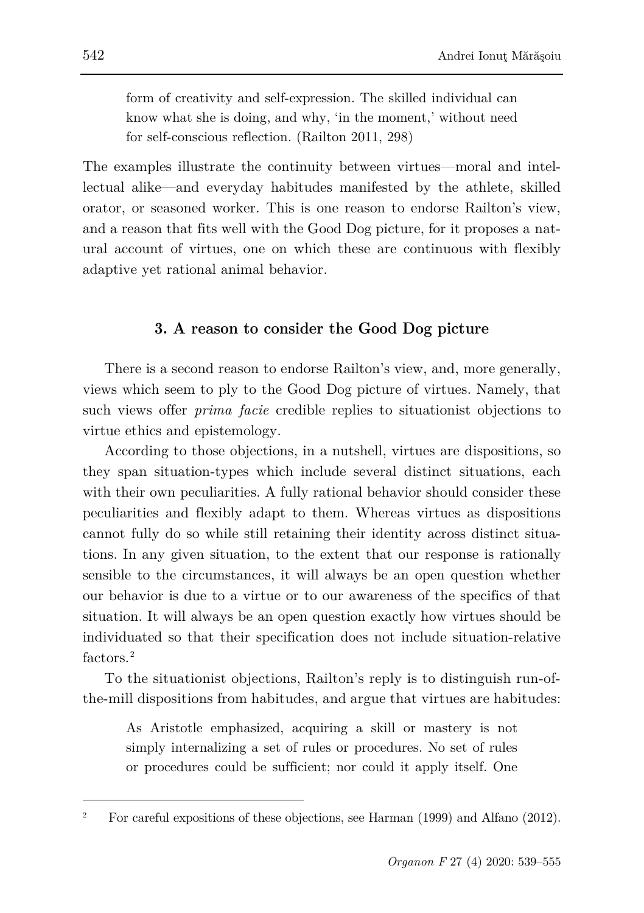> form of creativity and self-expression. The skilled individual can know what she is doing, and why, 'in the moment,' without need for self-conscious reflection. (Railton 2011, 298)

The examples illustrate the continuity between virtues—moral and intellectual alike—and everyday habitudes manifested by the athlete, skilled orator, or seasoned worker. This is one reason to endorse Railton's view, and a reason that fits well with the Good Dog picture, for it proposes a natural account of virtues, one on which these are continuous with flexibly adaptive yet rational animal behavior.

### 3. A reason to consider the Good Dog picture

There is a second reason to endorse Railton's view, and, more generally, views which seem to ply to the Good Dog picture of virtues. Namely, that such views offer *prima facie* credible replies to situationist objections to virtue ethics and epistemology.

According to those objections, in a nutshell, virtues are dispositions, so they span situation-types which include several distinct situations, each with their own peculiarities. A fully rational behavior should consider these peculiarities and flexibly adapt to them. Whereas virtues as dispositions cannot fully do so while still retaining their identity across distinct situations. In any given situation, to the extent that our response is rationally sensible to the circumstances, it will always be an open question whether our behavior is due to a virtue or to our awareness of the specifics of that situation. It will always be an open question exactly how virtues should be individuated so that their specification does not include situation-relative factors.[2]

To the situationist objections, Railton's reply is to distinguish run-of-the-mill dispositions from habitudes, and argue that virtues are habitudes:

> As Aristotle emphasized, acquiring a skill or mastery is not simply internalizing a set of rules or procedures. No set of rules or procedures could be sufficient; nor could it apply itself. One

---

[2] For careful expositions of these objections, see Harman (1999) and Alfano (2012).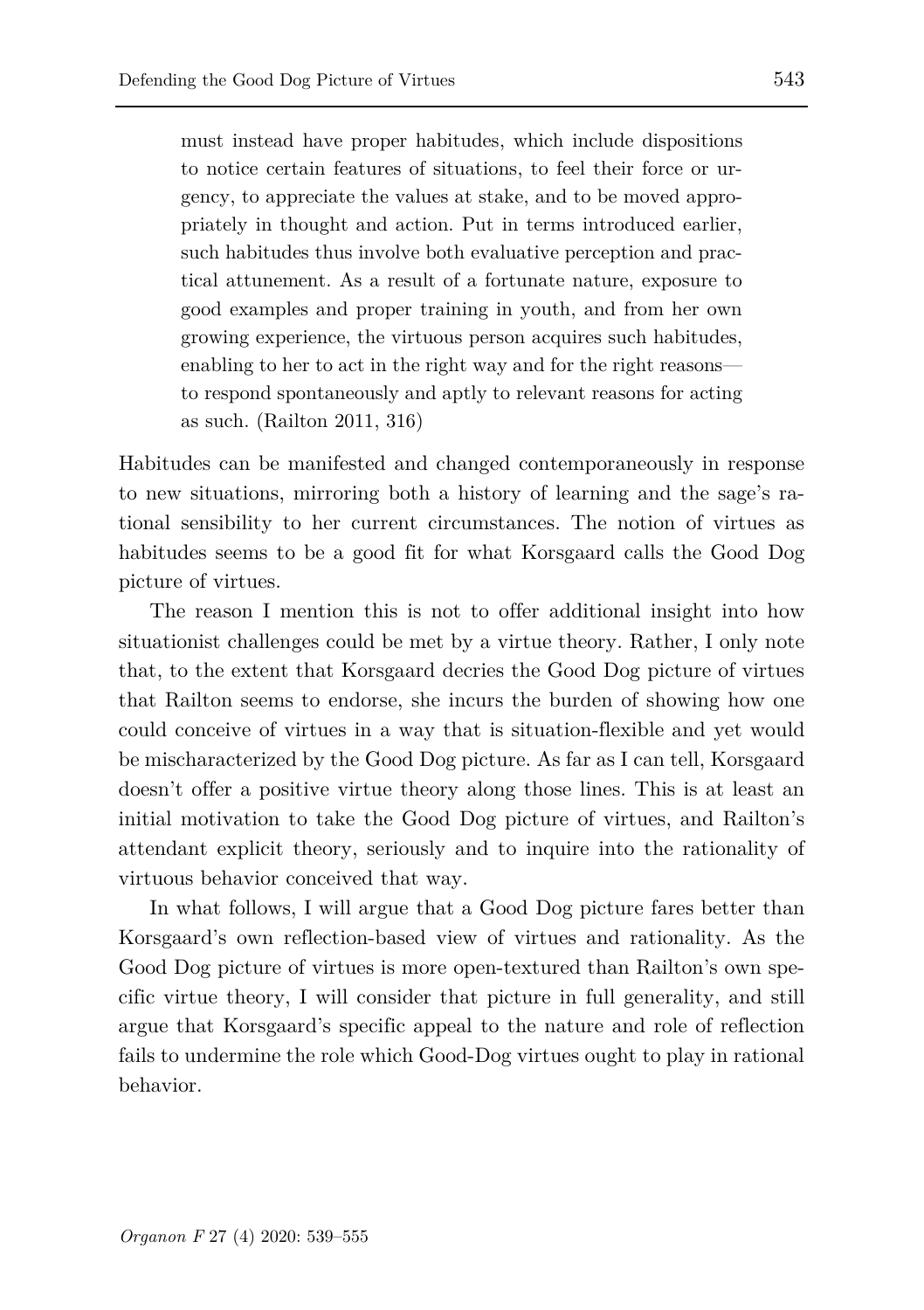> must instead have proper habitudes, which include dispositions to notice certain features of situations, to feel their force or urgency, to appreciate the values at stake, and to be moved appropriately in thought and action. Put in terms introduced earlier, such habitudes thus involve both evaluative perception and practical attunement. As a result of a fortunate nature, exposure to good examples and proper training in youth, and from her own growing experience, the virtuous person acquires such habitudes, enabling to her to act in the right way and for the right reasons—to respond spontaneously and aptly to relevant reasons for acting as such. (Railton 2011, 316)

Habitudes can be manifested and changed contemporaneously in response to new situations, mirroring both a history of learning and the sage's rational sensibility to her current circumstances. The notion of virtues as habitudes seems to be a good fit for what Korsgaard calls the Good Dog picture of virtues.

The reason I mention this is not to offer additional insight into how situationist challenges could be met by a virtue theory. Rather, I only note that, to the extent that Korsgaard decries the Good Dog picture of virtues that Railton seems to endorse, she incurs the burden of showing how one could conceive of virtues in a way that is situation-flexible and yet would be mischaracterized by the Good Dog picture. As far as I can tell, Korsgaard doesn't offer a positive virtue theory along those lines. This is at least an initial motivation to take the Good Dog picture of virtues, and Railton's attendant explicit theory, seriously and to inquire into the rationality of virtuous behavior conceived that way.

In what follows, I will argue that a Good Dog picture fares better than Korsgaard's own reflection-based view of virtues and rationality. As the Good Dog picture of virtues is more open-textured than Railton's own specific virtue theory, I will consider that picture in full generality, and still argue that Korsgaard's specific appeal to the nature and role of reflection fails to undermine the role which Good-Dog virtues ought to play in rational behavior.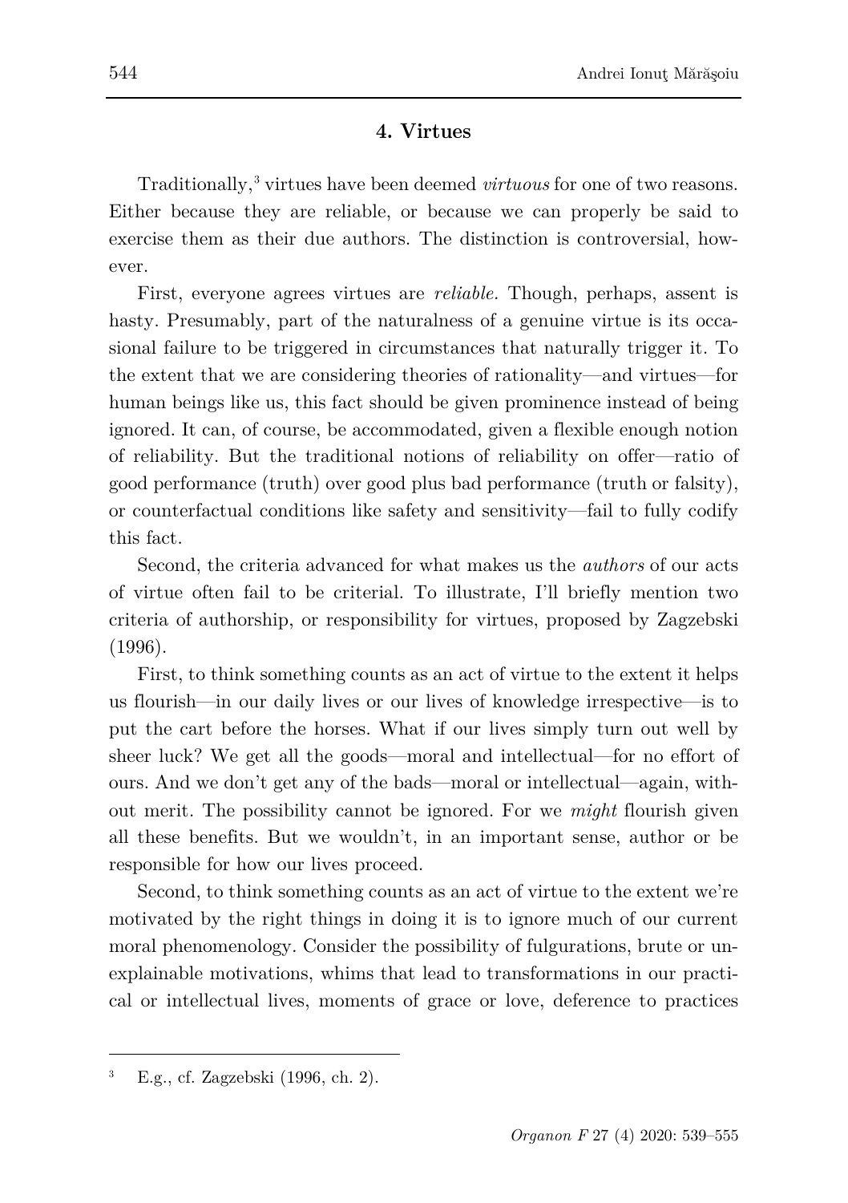## 4. Virtues

Traditionally,[3] virtues have been deemed *virtuous* for one of two reasons. Either because they are reliable, or because we can properly be said to exercise them as their due authors. The distinction is controversial, however.

First, everyone agrees virtues are *reliable.* Though, perhaps, assent is hasty. Presumably, part of the naturalness of a genuine virtue is its occasional failure to be triggered in circumstances that naturally trigger it. To the extent that we are considering theories of rationality—and virtues—for human beings like us, this fact should be given prominence instead of being ignored. It can, of course, be accommodated, given a flexible enough notion of reliability. But the traditional notions of reliability on offer—ratio of good performance (truth) over good plus bad performance (truth or falsity), or counterfactual conditions like safety and sensitivity—fail to fully codify this fact.

Second, the criteria advanced for what makes us the *authors* of our acts of virtue often fail to be criterial. To illustrate, I'll briefly mention two criteria of authorship, or responsibility for virtues, proposed by Zagzebski (1996).

First, to think something counts as an act of virtue to the extent it helps us flourish—in our daily lives or our lives of knowledge irrespective—is to put the cart before the horses. What if our lives simply turn out well by sheer luck? We get all the goods—moral and intellectual—for no effort of ours. And we don't get any of the bads—moral or intellectual—again, without merit. The possibility cannot be ignored. For we *might* flourish given all these benefits. But we wouldn't, in an important sense, author or be responsible for how our lives proceed.

Second, to think something counts as an act of virtue to the extent we're motivated by the right things in doing it is to ignore much of our current moral phenomenology. Consider the possibility of fulgurations, brute or unexplainable motivations, whims that lead to transformations in our practical or intellectual lives, moments of grace or love, deference to practices

---

[3] E.g., cf. Zagzebski (1996, ch. 2).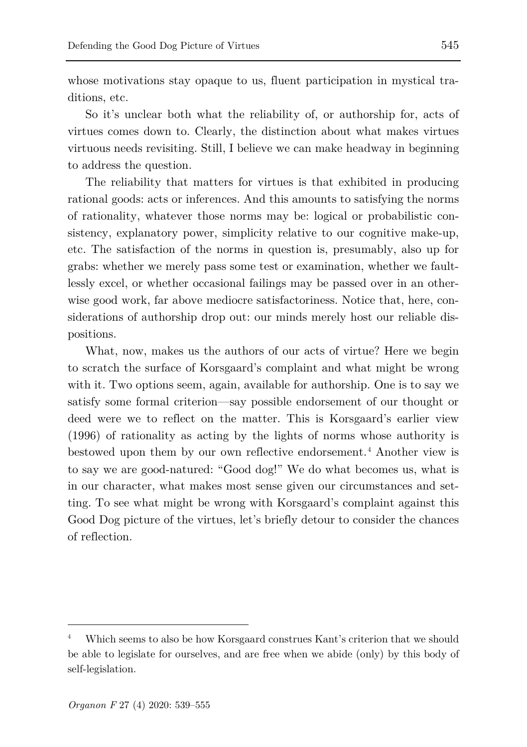whose motivations stay opaque to us, fluent participation in mystical traditions, etc.

So it's unclear both what the reliability of, or authorship for, acts of virtues comes down to. Clearly, the distinction about what makes virtues virtuous needs revisiting. Still, I believe we can make headway in beginning to address the question.

The reliability that matters for virtues is that exhibited in producing rational goods: acts or inferences. And this amounts to satisfying the norms of rationality, whatever those norms may be: logical or probabilistic consistency, explanatory power, simplicity relative to our cognitive make-up, etc. The satisfaction of the norms in question is, presumably, also up for grabs: whether we merely pass some test or examination, whether we faultlessly excel, or whether occasional failings may be passed over in an otherwise good work, far above mediocre satisfactoriness. Notice that, here, considerations of authorship drop out: our minds merely host our reliable dispositions.

What, now, makes us the authors of our acts of virtue? Here we begin to scratch the surface of Korsgaard's complaint and what might be wrong with it. Two options seem, again, available for authorship. One is to say we satisfy some formal criterion—say possible endorsement of our thought or deed were we to reflect on the matter. This is Korsgaard's earlier view (1996) of rationality as acting by the lights of norms whose authority is bestowed upon them by our own reflective endorsement.[4] Another view is to say we are good-natured: "Good dog!" We do what becomes us, what is in our character, what makes most sense given our circumstances and setting. To see what might be wrong with Korsgaard's complaint against this Good Dog picture of the virtues, let's briefly detour to consider the chances of reflection.

[4] Which seems to also be how Korsgaard construes Kant's criterion that we should be able to legislate for ourselves, and are free when we abide (only) by this body of self-legislation.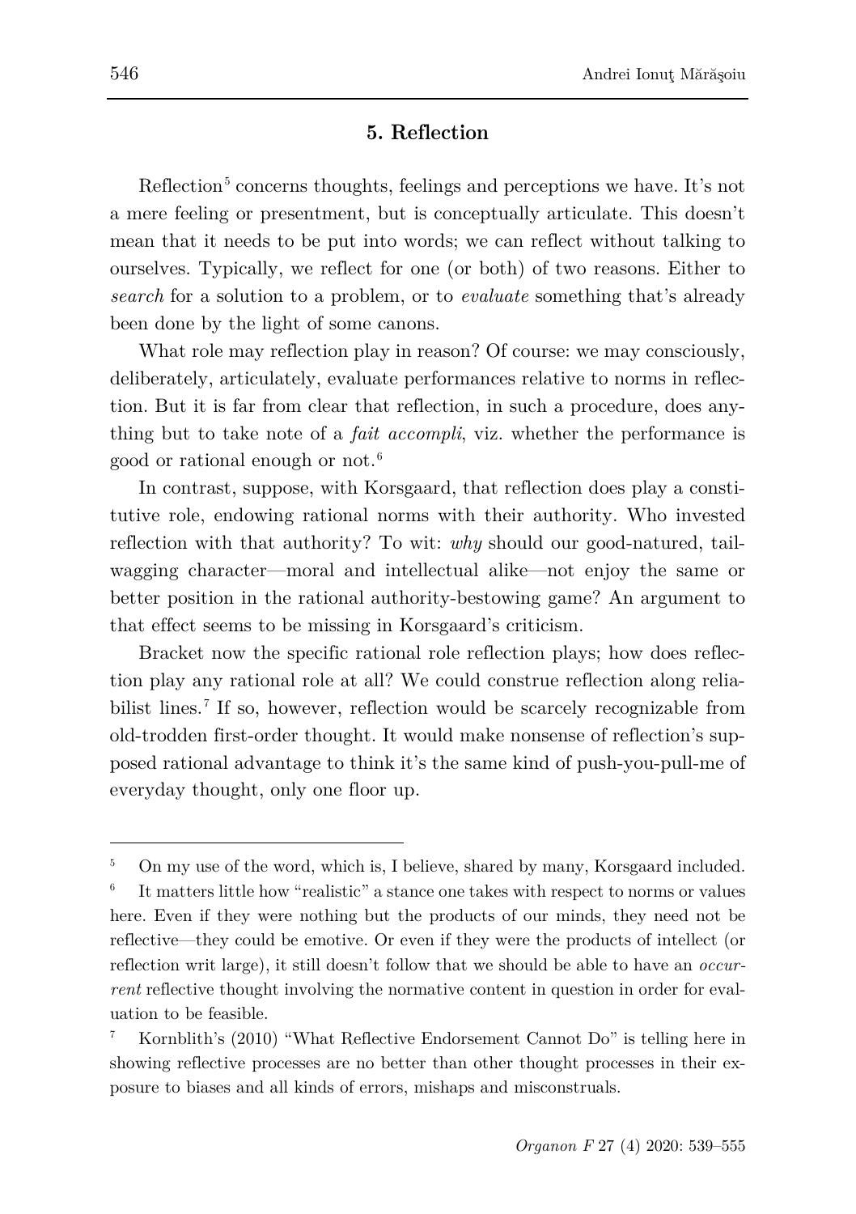## 5. Reflection

Reflection[5] concerns thoughts, feelings and perceptions we have. It's not a mere feeling or presentment, but is conceptually articulate. This doesn't mean that it needs to be put into words; we can reflect without talking to ourselves. Typically, we reflect for one (or both) of two reasons. Either to *search* for a solution to a problem, or to *evaluate* something that's already been done by the light of some canons.

What role may reflection play in reason? Of course: we may consciously, deliberately, articulately, evaluate performances relative to norms in reflection. But it is far from clear that reflection, in such a procedure, does anything but to take note of a *fait accompli*, viz. whether the performance is good or rational enough or not.[6]

In contrast, suppose, with Korsgaard, that reflection does play a constitutive role, endowing rational norms with their authority. Who invested reflection with that authority? To wit: *why* should our good-natured, tail-wagging character—moral and intellectual alike—not enjoy the same or better position in the rational authority-bestowing game? An argument to that effect seems to be missing in Korsgaard's criticism.

Bracket now the specific rational role reflection plays; how does reflection play any rational role at all? We could construe reflection along reliabilist lines.[7] If so, however, reflection would be scarcely recognizable from old-trodden first-order thought. It would make nonsense of reflection's supposed rational advantage to think it's the same kind of push-you-pull-me of everyday thought, only one floor up.

---

[5] On my use of the word, which is, I believe, shared by many, Korsgaard included.

[6] It matters little how "realistic" a stance one takes with respect to norms or values here. Even if they were nothing but the products of our minds, they need not be reflective—they could be emotive. Or even if they were the products of intellect (or reflection writ large), it still doesn't follow that we should be able to have an *occurrent* reflective thought involving the normative content in question in order for evaluation to be feasible.

[7] Kornblith's (2010) "What Reflective Endorsement Cannot Do" is telling here in showing reflective processes are no better than other thought processes in their exposure to biases and all kinds of errors, mishaps and misconstruals.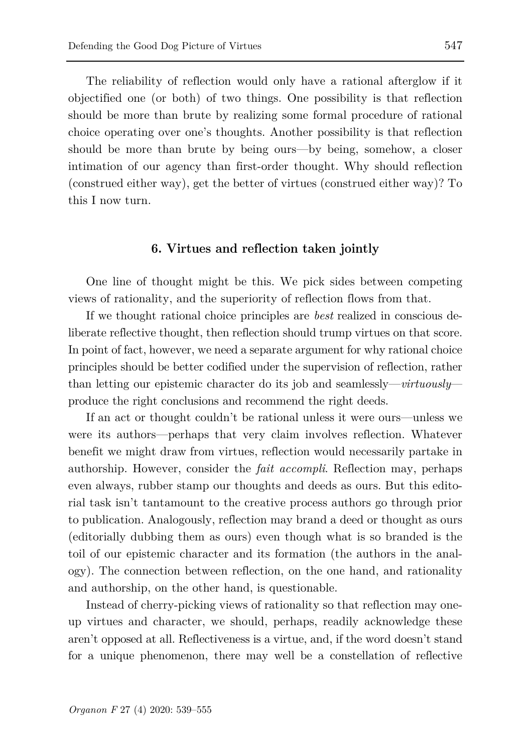The reliability of reflection would only have a rational afterglow if it objectified one (or both) of two things. One possibility is that reflection should be more than brute by realizing some formal procedure of rational choice operating over one's thoughts. Another possibility is that reflection should be more than brute by being ours—by being, somehow, a closer intimation of our agency than first-order thought. Why should reflection (construed either way), get the better of virtues (construed either way)? To this I now turn.

## 6. Virtues and reflection taken jointly

One line of thought might be this. We pick sides between competing views of rationality, and the superiority of reflection flows from that.

If we thought rational choice principles are *best* realized in conscious deliberate reflective thought, then reflection should trump virtues on that score. In point of fact, however, we need a separate argument for why rational choice principles should be better codified under the supervision of reflection, rather than letting our epistemic character do its job and seamlessly—*virtuously*—produce the right conclusions and recommend the right deeds.

If an act or thought couldn't be rational unless it were ours—unless we were its authors—perhaps that very claim involves reflection. Whatever benefit we might draw from virtues, reflection would necessarily partake in authorship. However, consider the *fait accompli*. Reflection may, perhaps even always, rubber stamp our thoughts and deeds as ours. But this editorial task isn't tantamount to the creative process authors go through prior to publication. Analogously, reflection may brand a deed or thought as ours (editorially dubbing them as ours) even though what is so branded is the toil of our epistemic character and its formation (the authors in the analogy). The connection between reflection, on the one hand, and rationality and authorship, on the other hand, is questionable.

Instead of cherry-picking views of rationality so that reflection may one-up virtues and character, we should, perhaps, readily acknowledge these aren't opposed at all. Reflectiveness is a virtue, and, if the word doesn't stand for a unique phenomenon, there may well be a constellation of reflective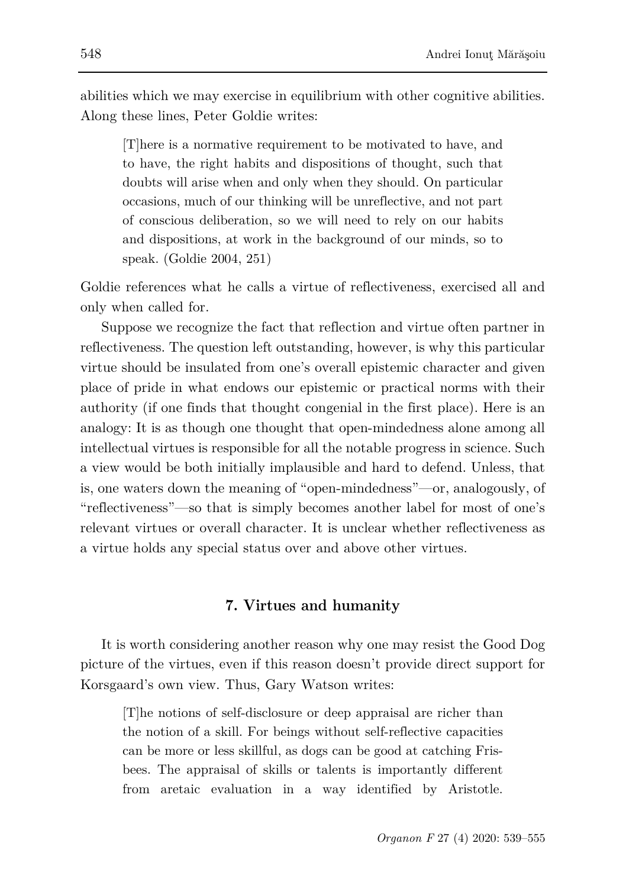abilities which we may exercise in equilibrium with other cognitive abilities. Along these lines, Peter Goldie writes:

> [T]here is a normative requirement to be motivated to have, and to have, the right habits and dispositions of thought, such that doubts will arise when and only when they should. On particular occasions, much of our thinking will be unreflective, and not part of conscious deliberation, so we will need to rely on our habits and dispositions, at work in the background of our minds, so to speak. (Goldie 2004, 251)

Goldie references what he calls a virtue of reflectiveness, exercised all and only when called for.

Suppose we recognize the fact that reflection and virtue often partner in reflectiveness. The question left outstanding, however, is why this particular virtue should be insulated from one's overall epistemic character and given place of pride in what endows our epistemic or practical norms with their authority (if one finds that thought congenial in the first place). Here is an analogy: It is as though one thought that open-mindedness alone among all intellectual virtues is responsible for all the notable progress in science. Such a view would be both initially implausible and hard to defend. Unless, that is, one waters down the meaning of "open-mindedness"—or, analogously, of "reflectiveness"—so that is simply becomes another label for most of one's relevant virtues or overall character. It is unclear whether reflectiveness as a virtue holds any special status over and above other virtues.

## 7. Virtues and humanity

It is worth considering another reason why one may resist the Good Dog picture of the virtues, even if this reason doesn't provide direct support for Korsgaard's own view. Thus, Gary Watson writes:

> [T]he notions of self-disclosure or deep appraisal are richer than the notion of a skill. For beings without self-reflective capacities can be more or less skillful, as dogs can be good at catching Frisbees. The appraisal of skills or talents is importantly different from aretaic evaluation in a way identified by Aristotle.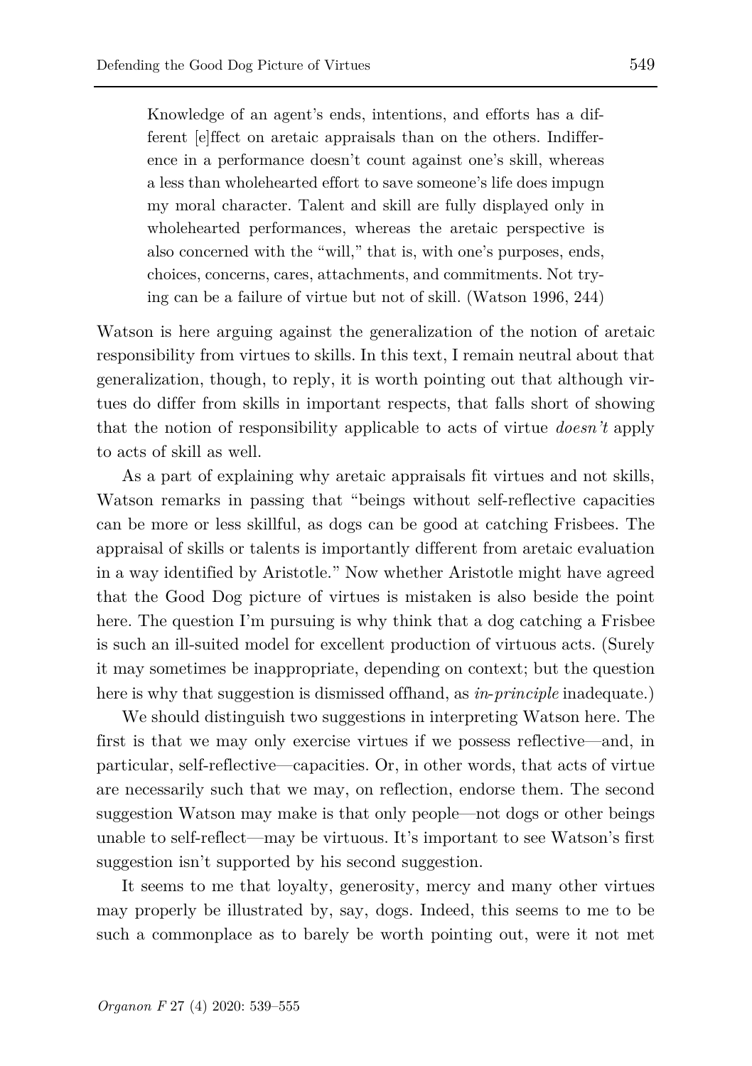> Knowledge of an agent's ends, intentions, and efforts has a different [e]ffect on aretaic appraisals than on the others. Indifference in a performance doesn't count against one's skill, whereas a less than wholehearted effort to save someone's life does impugn my moral character. Talent and skill are fully displayed only in wholehearted performances, whereas the aretaic perspective is also concerned with the "will," that is, with one's purposes, ends, choices, concerns, cares, attachments, and commitments. Not trying can be a failure of virtue but not of skill. (Watson 1996, 244)

Watson is here arguing against the generalization of the notion of aretaic responsibility from virtues to skills. In this text, I remain neutral about that generalization, though, to reply, it is worth pointing out that although virtues do differ from skills in important respects, that falls short of showing that the notion of responsibility applicable to acts of virtue *doesn't* apply to acts of skill as well.

As a part of explaining why aretaic appraisals fit virtues and not skills, Watson remarks in passing that "beings without self-reflective capacities can be more or less skillful, as dogs can be good at catching Frisbees. The appraisal of skills or talents is importantly different from aretaic evaluation in a way identified by Aristotle." Now whether Aristotle might have agreed that the Good Dog picture of virtues is mistaken is also beside the point here. The question I'm pursuing is why think that a dog catching a Frisbee is such an ill-suited model for excellent production of virtuous acts. (Surely it may sometimes be inappropriate, depending on context; but the question here is why that suggestion is dismissed offhand, as *in-principle* inadequate.)

We should distinguish two suggestions in interpreting Watson here. The first is that we may only exercise virtues if we possess reflective—and, in particular, self-reflective—capacities. Or, in other words, that acts of virtue are necessarily such that we may, on reflection, endorse them. The second suggestion Watson may make is that only people—not dogs or other beings unable to self-reflect—may be virtuous. It's important to see Watson's first suggestion isn't supported by his second suggestion.

It seems to me that loyalty, generosity, mercy and many other virtues may properly be illustrated by, say, dogs. Indeed, this seems to me to be such a commonplace as to barely be worth pointing out, were it not met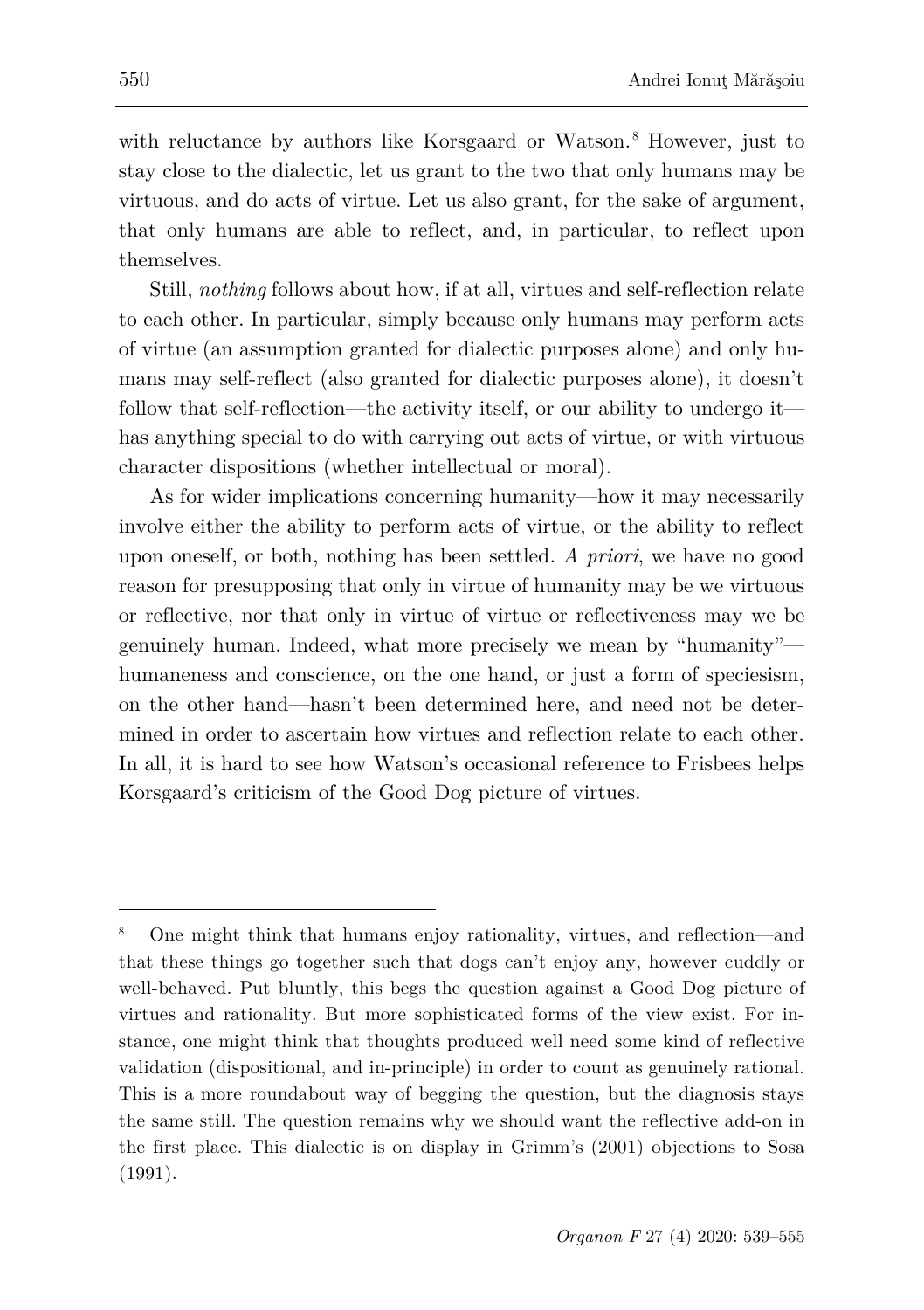with reluctance by authors like Korsgaard or Watson.[8] However, just to stay close to the dialectic, let us grant to the two that only humans may be virtuous, and do acts of virtue. Let us also grant, for the sake of argument, that only humans are able to reflect, and, in particular, to reflect upon themselves.

Still, *nothing* follows about how, if at all, virtues and self-reflection relate to each other. In particular, simply because only humans may perform acts of virtue (an assumption granted for dialectic purposes alone) and only humans may self-reflect (also granted for dialectic purposes alone), it doesn't follow that self-reflection—the activity itself, or our ability to undergo it—has anything special to do with carrying out acts of virtue, or with virtuous character dispositions (whether intellectual or moral).

As for wider implications concerning humanity—how it may necessarily involve either the ability to perform acts of virtue, or the ability to reflect upon oneself, or both, nothing has been settled. *A priori*, we have no good reason for presupposing that only in virtue of humanity may be we virtuous or reflective, nor that only in virtue of virtue or reflectiveness may we be genuinely human. Indeed, what more precisely we mean by "humanity"—humaneness and conscience, on the one hand, or just a form of speciesism, on the other hand—hasn't been determined here, and need not be determined in order to ascertain how virtues and reflection relate to each other. In all, it is hard to see how Watson's occasional reference to Frisbees helps Korsgaard's criticism of the Good Dog picture of virtues.

---

[8] One might think that humans enjoy rationality, virtues, and reflection—and that these things go together such that dogs can't enjoy any, however cuddly or well-behaved. Put bluntly, this begs the question against a Good Dog picture of virtues and rationality. But more sophisticated forms of the view exist. For instance, one might think that thoughts produced well need some kind of reflective validation (dispositional, and in-principle) in order to count as genuinely rational. This is a more roundabout way of begging the question, but the diagnosis stays the same still. The question remains why we should want the reflective add-on in the first place. This dialectic is on display in Grimm's (2001) objections to Sosa (1991).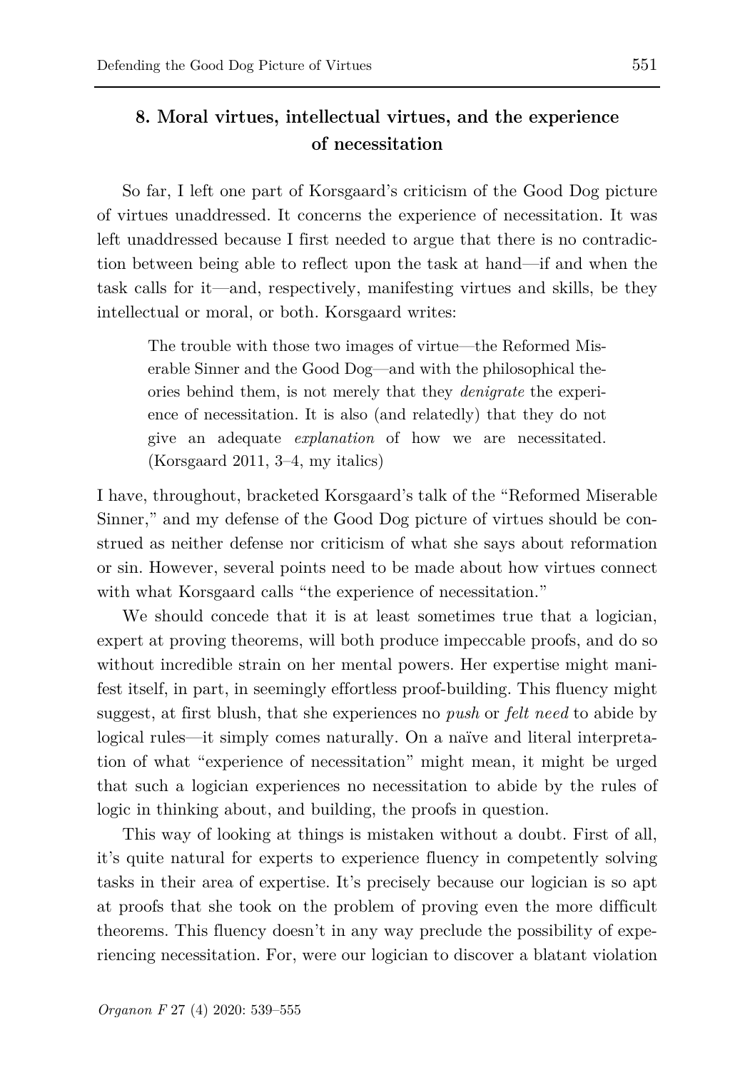## 8. Moral virtues, intellectual virtues, and the experience of necessitation

So far, I left one part of Korsgaard's criticism of the Good Dog picture of virtues unaddressed. It concerns the experience of necessitation. It was left unaddressed because I first needed to argue that there is no contradiction between being able to reflect upon the task at hand—if and when the task calls for it—and, respectively, manifesting virtues and skills, be they intellectual or moral, or both. Korsgaard writes:

> The trouble with those two images of virtue—the Reformed Miserable Sinner and the Good Dog—and with the philosophical theories behind them, is not merely that they *denigrate* the experience of necessitation. It is also (and relatedly) that they do not give an adequate *explanation* of how we are necessitated. (Korsgaard 2011, 3–4, my italics)

I have, throughout, bracketed Korsgaard's talk of the "Reformed Miserable Sinner," and my defense of the Good Dog picture of virtues should be construed as neither defense nor criticism of what she says about reformation or sin. However, several points need to be made about how virtues connect with what Korsgaard calls "the experience of necessitation."

We should concede that it is at least sometimes true that a logician, expert at proving theorems, will both produce impeccable proofs, and do so without incredible strain on her mental powers. Her expertise might manifest itself, in part, in seemingly effortless proof-building. This fluency might suggest, at first blush, that she experiences no *push* or *felt need* to abide by logical rules—it simply comes naturally. On a naïve and literal interpretation of what "experience of necessitation" might mean, it might be urged that such a logician experiences no necessitation to abide by the rules of logic in thinking about, and building, the proofs in question.

This way of looking at things is mistaken without a doubt. First of all, it's quite natural for experts to experience fluency in competently solving tasks in their area of expertise. It's precisely because our logician is so apt at proofs that she took on the problem of proving even the more difficult theorems. This fluency doesn't in any way preclude the possibility of experiencing necessitation. For, were our logician to discover a blatant violation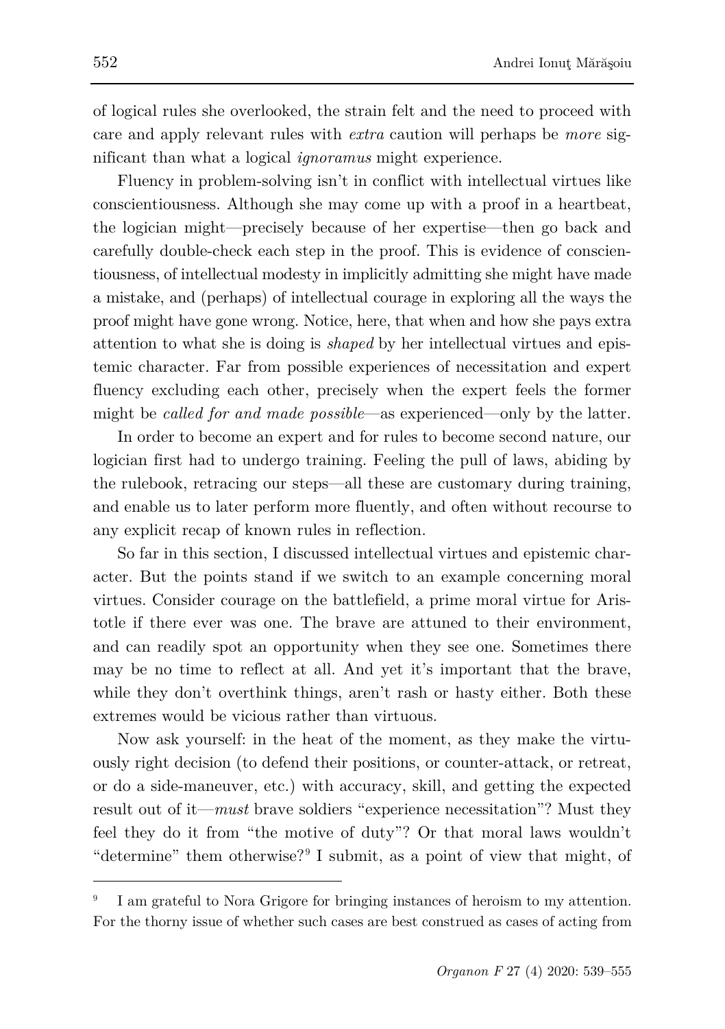of logical rules she overlooked, the strain felt and the need to proceed with care and apply relevant rules with *extra* caution will perhaps be *more* significant than what a logical *ignoramus* might experience.

Fluency in problem-solving isn't in conflict with intellectual virtues like conscientiousness. Although she may come up with a proof in a heartbeat, the logician might—precisely because of her expertise—then go back and carefully double-check each step in the proof. This is evidence of conscientiousness, of intellectual modesty in implicitly admitting she might have made a mistake, and (perhaps) of intellectual courage in exploring all the ways the proof might have gone wrong. Notice, here, that when and how she pays extra attention to what she is doing is *shaped* by her intellectual virtues and epistemic character. Far from possible experiences of necessitation and expert fluency excluding each other, precisely when the expert feels the former might be *called for and made possible*—as experienced—only by the latter.

In order to become an expert and for rules to become second nature, our logician first had to undergo training. Feeling the pull of laws, abiding by the rulebook, retracing our steps—all these are customary during training, and enable us to later perform more fluently, and often without recourse to any explicit recap of known rules in reflection.

So far in this section, I discussed intellectual virtues and epistemic character. But the points stand if we switch to an example concerning moral virtues. Consider courage on the battlefield, a prime moral virtue for Aristotle if there ever was one. The brave are attuned to their environment, and can readily spot an opportunity when they see one. Sometimes there may be no time to reflect at all. And yet it's important that the brave, while they don't overthink things, aren't rash or hasty either. Both these extremes would be vicious rather than virtuous.

Now ask yourself: in the heat of the moment, as they make the virtuously right decision (to defend their positions, or counter-attack, or retreat, or do a side-maneuver, etc.) with accuracy, skill, and getting the expected result out of it—*must* brave soldiers "experience necessitation"? Must they feel they do it from "the motive of duty"? Or that moral laws wouldn't "determine" them otherwise?[9] I submit, as a point of view that might, of

[9] I am grateful to Nora Grigore for bringing instances of heroism to my attention. For the thorny issue of whether such cases are best construed as cases of acting from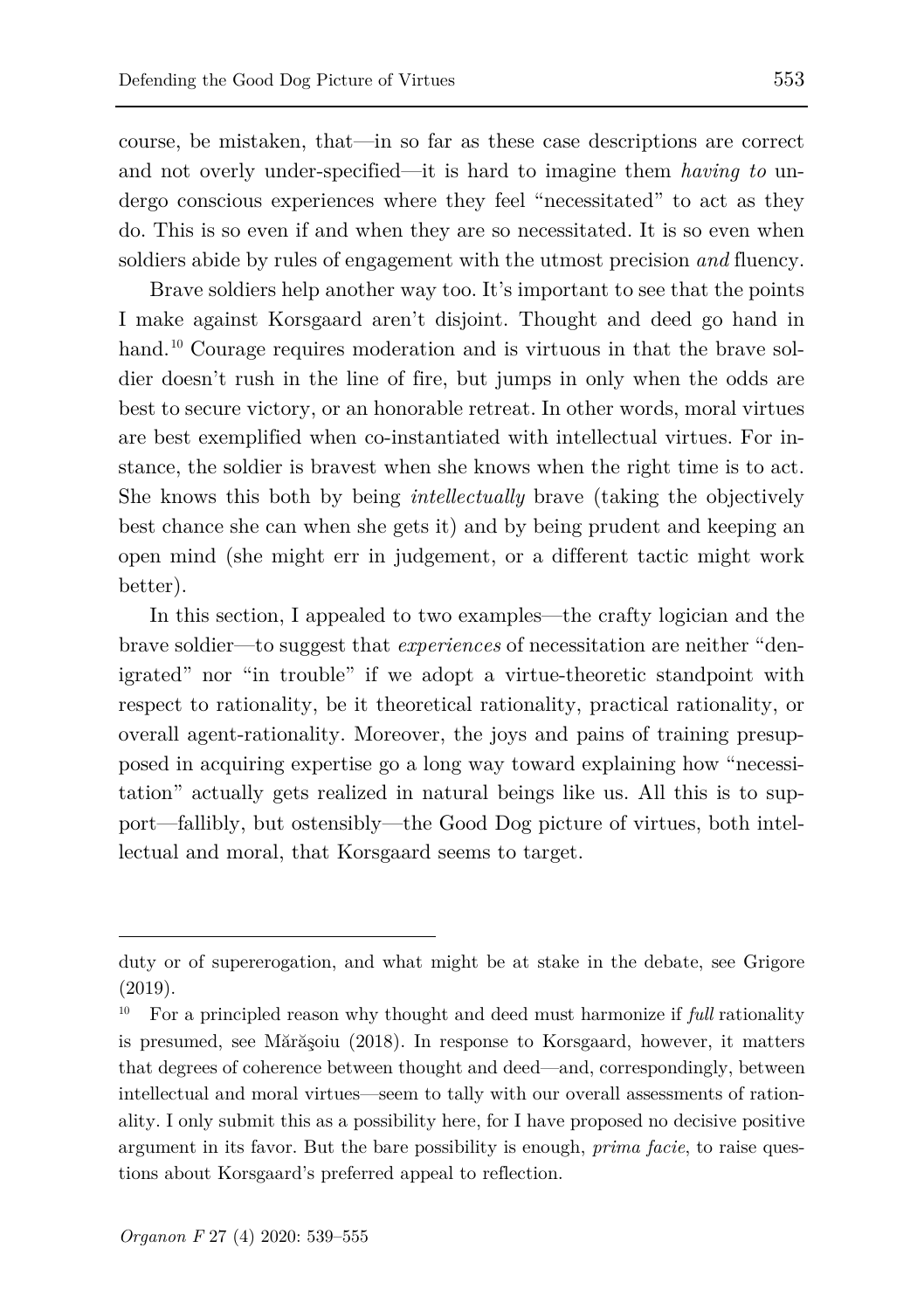course, be mistaken, that—in so far as these case descriptions are correct and not overly under-specified—it is hard to imagine them *having to* undergo conscious experiences where they feel "necessitated" to act as they do. This is so even if and when they are so necessitated. It is so even when soldiers abide by rules of engagement with the utmost precision *and* fluency.

Brave soldiers help another way too. It's important to see that the points I make against Korsgaard aren't disjoint. Thought and deed go hand in hand.[10] Courage requires moderation and is virtuous in that the brave soldier doesn't rush in the line of fire, but jumps in only when the odds are best to secure victory, or an honorable retreat. In other words, moral virtues are best exemplified when co-instantiated with intellectual virtues. For instance, the soldier is bravest when she knows when the right time is to act. She knows this both by being *intellectually* brave (taking the objectively best chance she can when she gets it) and by being prudent and keeping an open mind (she might err in judgement, or a different tactic might work better).

In this section, I appealed to two examples—the crafty logician and the brave soldier—to suggest that *experiences* of necessitation are neither "denigrated" nor "in trouble" if we adopt a virtue-theoretic standpoint with respect to rationality, be it theoretical rationality, practical rationality, or overall agent-rationality. Moreover, the joys and pains of training presupposed in acquiring expertise go a long way toward explaining how "necessitation" actually gets realized in natural beings like us. All this is to support—fallibly, but ostensibly—the Good Dog picture of virtues, both intellectual and moral, that Korsgaard seems to target.

---

duty or of supererogation, and what might be at stake in the debate, see Grigore (2019).

[10] For a principled reason why thought and deed must harmonize if *full* rationality is presumed, see Mărăşoiu (2018). In response to Korsgaard, however, it matters that degrees of coherence between thought and deed—and, correspondingly, between intellectual and moral virtues—seem to tally with our overall assessments of rationality. I only submit this as a possibility here, for I have proposed no decisive positive argument in its favor. But the bare possibility is enough, *prima facie*, to raise questions about Korsgaard's preferred appeal to reflection.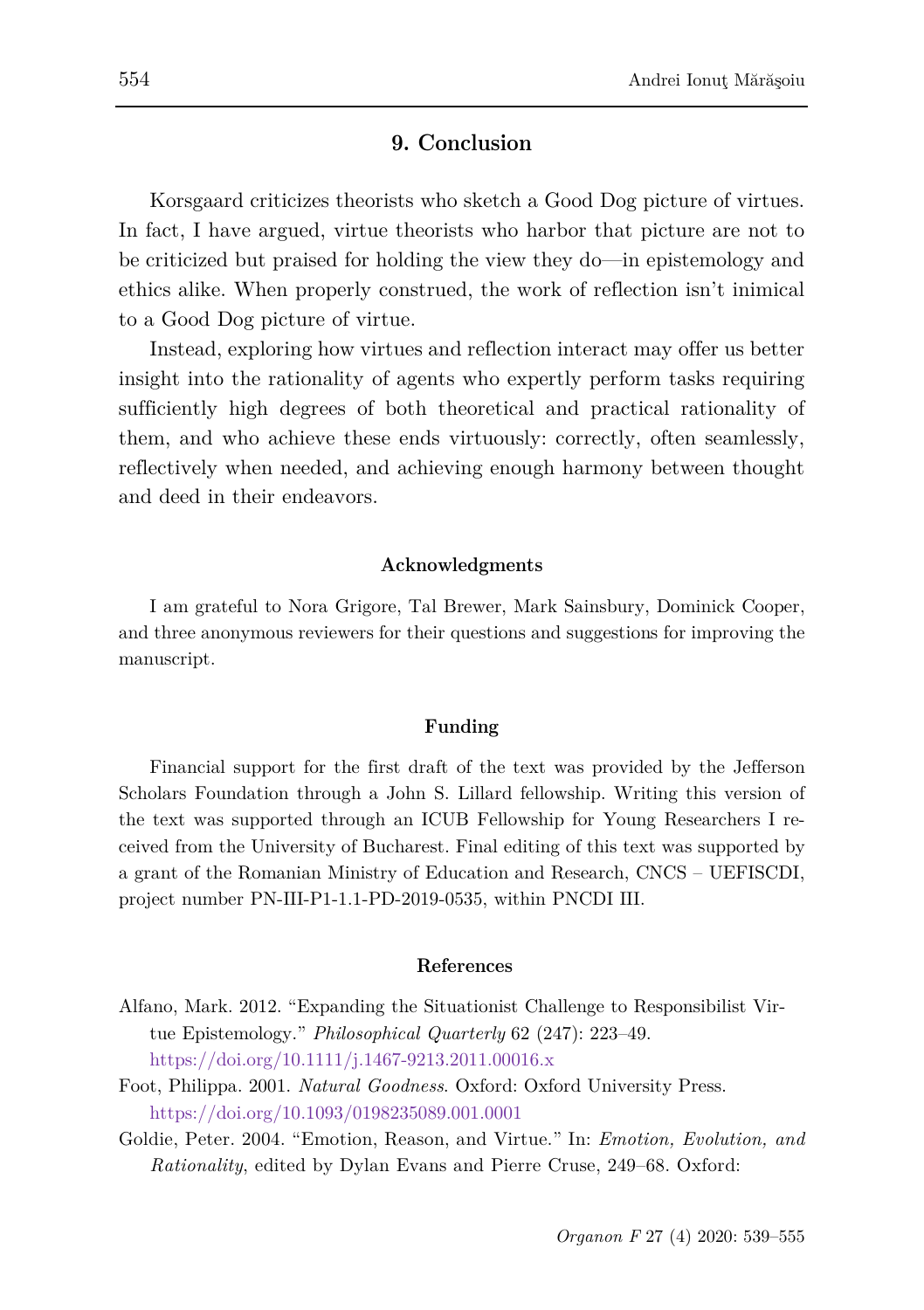## 9. Conclusion

Korsgaard criticizes theorists who sketch a Good Dog picture of virtues. In fact, I have argued, virtue theorists who harbor that picture are not to be criticized but praised for holding the view they do—in epistemology and ethics alike. When properly construed, the work of reflection isn't inimical to a Good Dog picture of virtue.

Instead, exploring how virtues and reflection interact may offer us better insight into the rationality of agents who expertly perform tasks requiring sufficiently high degrees of both theoretical and practical rationality of them, and who achieve these ends virtuously: correctly, often seamlessly, reflectively when needed, and achieving enough harmony between thought and deed in their endeavors.

### Acknowledgments

I am grateful to Nora Grigore, Tal Brewer, Mark Sainsbury, Dominick Cooper, and three anonymous reviewers for their questions and suggestions for improving the manuscript.

### Funding

Financial support for the first draft of the text was provided by the Jefferson Scholars Foundation through a John S. Lillard fellowship. Writing this version of the text was supported through an ICUB Fellowship for Young Researchers I received from the University of Bucharest. Final editing of this text was supported by a grant of the Romanian Ministry of Education and Research, CNCS – UEFISCDI, project number PN-III-P1-1.1-PD-2019-0535, within PNCDI III.

### References

Alfano, Mark. 2012. "Expanding the Situationist Challenge to Responsibilist Virtue Epistemology." *Philosophical Quarterly* 62 (247): 223–49. https://doi.org/10.1111/j.1467-9213.2011.00016.x

Foot, Philippa. 2001. *Natural Goodness*. Oxford: Oxford University Press. https://doi.org/10.1093/0198235089.001.0001

Goldie, Peter. 2004. "Emotion, Reason, and Virtue." In: *Emotion, Evolution, and Rationality*, edited by Dylan Evans and Pierre Cruse, 249–68. Oxford: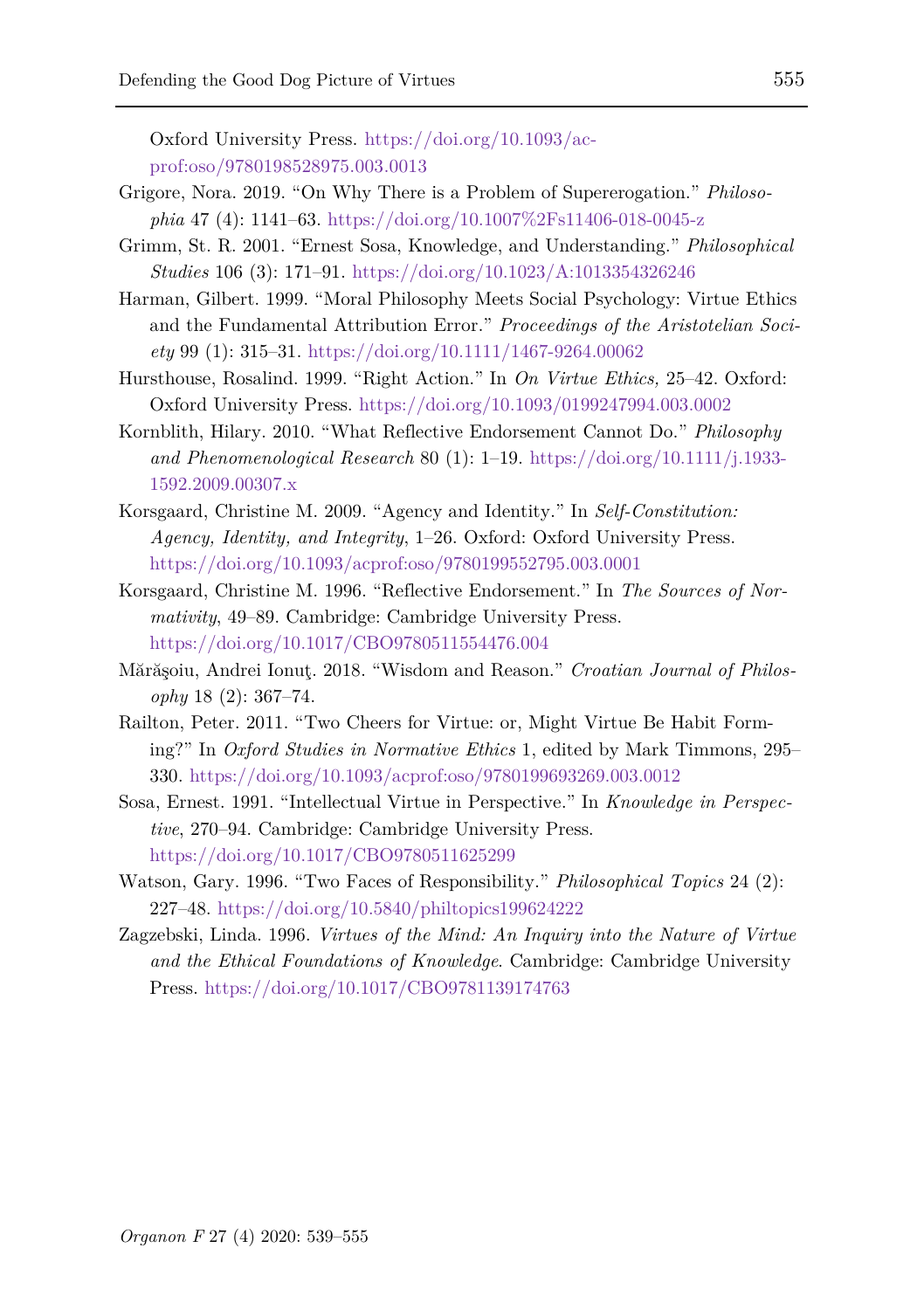Oxford University Press. https://doi.org/10.1093/acprof:oso/9780198528975.003.0013

Grigore, Nora. 2019. "On Why There is a Problem of Supererogation." *Philosophia* 47 (4): 1141–63. https://doi.org/10.1007%2Fs11406-018-0045-z

Grimm, St. R. 2001. "Ernest Sosa, Knowledge, and Understanding." *Philosophical Studies* 106 (3): 171–91. https://doi.org/10.1023/A:1013354326246

Harman, Gilbert. 1999. "Moral Philosophy Meets Social Psychology: Virtue Ethics and the Fundamental Attribution Error." *Proceedings of the Aristotelian Society* 99 (1): 315–31. https://doi.org/10.1111/1467-9264.00062

Hursthouse, Rosalind. 1999. "Right Action." In *On Virtue Ethics,* 25–42. Oxford: Oxford University Press. https://doi.org/10.1093/0199247994.003.0002

Kornblith, Hilary. 2010. "What Reflective Endorsement Cannot Do." *Philosophy and Phenomenological Research* 80 (1): 1–19. https://doi.org/10.1111/j.1933-1592.2009.00307.x

Korsgaard, Christine M. 2009. "Agency and Identity." In *Self-Constitution: Agency, Identity, and Integrity*, 1–26. Oxford: Oxford University Press. https://doi.org/10.1093/acprof:oso/9780199552795.003.0001

Korsgaard, Christine M. 1996. "Reflective Endorsement." In *The Sources of Normativity*, 49–89. Cambridge: Cambridge University Press. https://doi.org/10.1017/CBO9780511554476.004

Mărăşoiu, Andrei Ionuţ. 2018. "Wisdom and Reason." *Croatian Journal of Philosophy* 18 (2): 367–74.

Railton, Peter. 2011. "Two Cheers for Virtue: or, Might Virtue Be Habit Forming?" In *Oxford Studies in Normative Ethics* 1, edited by Mark Timmons, 295–330. https://doi.org/10.1093/acprof:oso/9780199693269.003.0012

Sosa, Ernest. 1991. "Intellectual Virtue in Perspective." In *Knowledge in Perspective*, 270–94. Cambridge: Cambridge University Press. https://doi.org/10.1017/CBO9780511625299

Watson, Gary. 1996. "Two Faces of Responsibility." *Philosophical Topics* 24 (2): 227–48. https://doi.org/10.5840/philtopics199624222

Zagzebski, Linda. 1996. *Virtues of the Mind: An Inquiry into the Nature of Virtue and the Ethical Foundations of Knowledge*. Cambridge: Cambridge University Press. https://doi.org/10.1017/CBO9781139174763